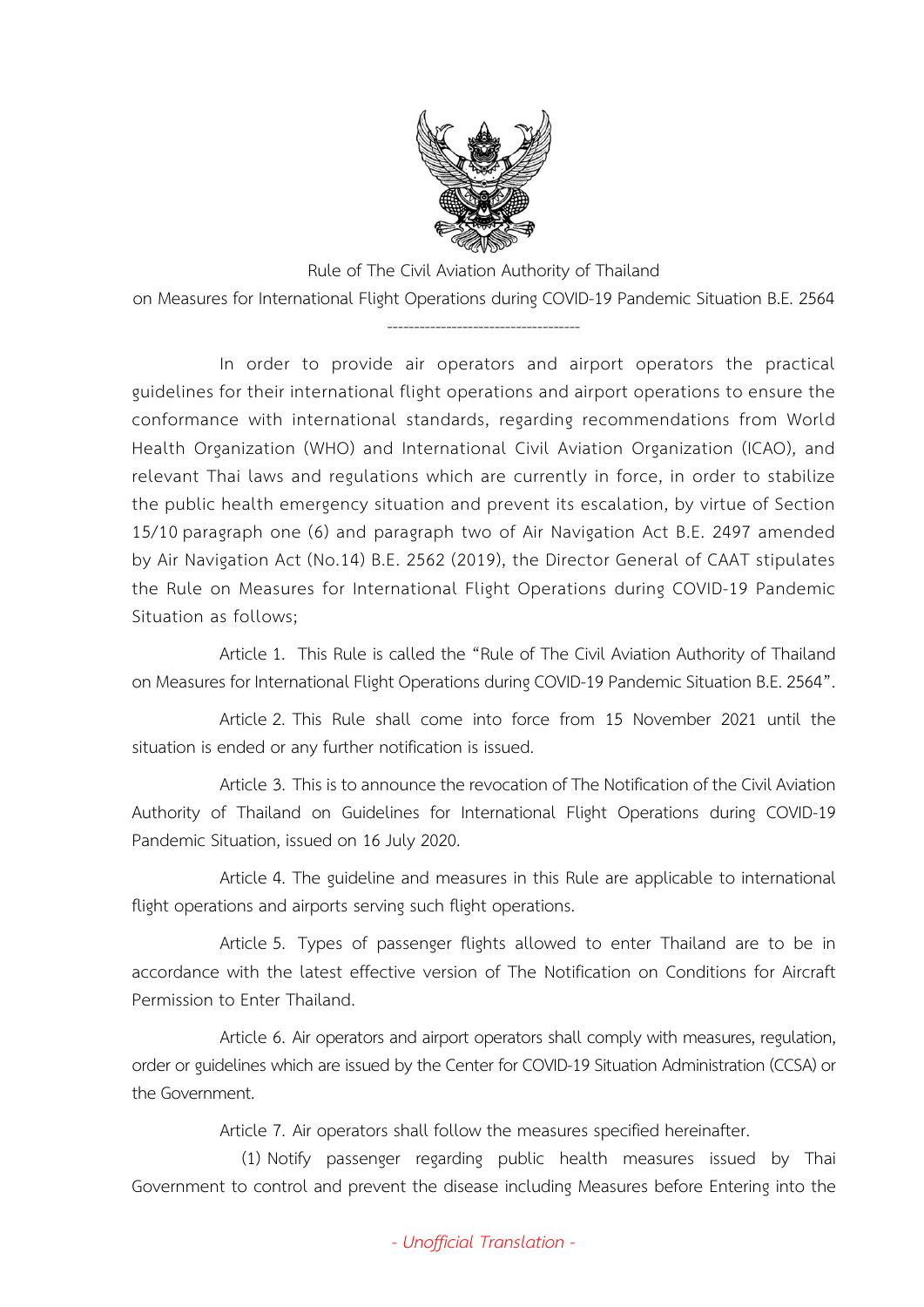Rule of The Civil Aviation Authority of Thailand

on Measures for International Flight Operations during COVID-19 Pandemic Situation B.E. 2564

------------------------------------

In order to provide air operators and airport operators the practical guidelines for their international flight operations and airport operations to ensure the conformance with international standards, regarding recommendations from World Health Organization (WHO) and International Civil Aviation Organization (ICAO), and relevant Thai laws and regulations which are currently in force, in order to stabilize the public health emergency situation and prevent its escalation, by virtue of Section 15/10 paragraph one (6) and paragraph two of Air Navigation Act B.E. 2497 amended by Air Navigation Act (No.14) B.E. 2562 (2019), the Director General of CAAT stipulates the Rule on Measures for International Flight Operations during COVID-19 Pandemic Situation as follows;

Article 1. This Rule is called the "Rule of The Civil Aviation Authority of Thailand on Measures for International Flight Operations during COVID-19 Pandemic Situation B.E. 2564".

Article 2. This Rule shall come into force from 15 November 2021 until the situation is ended or any further notification is issued.

Article 3. This is to announce the revocation of The Notification of the Civil Aviation Authority of Thailand on Guidelines for International Flight Operations during COVID-19 Pandemic Situation, issued on 16 July 2020.

Article 4. The guideline and measures in this Rule are applicable to international flight operations and airports serving such flight operations.

Article 5. Types of passenger flights allowed to enter Thailand are to be in accordance with the latest effective version of The Notification on Conditions for Aircraft Permission to Enter Thailand.

Article 6. Air operators and airport operators shall comply with measures, regulation, order or guidelines which are issued by the Center for COVID-19 Situation Administration (CCSA) or the Government.

Article 7. Air operators shall follow the measures specified hereinafter.

(1) Notify passenger regarding public health measures issued by Thai Government to control and prevent the disease including Measures before Entering into the

*- Unofficial Translation -*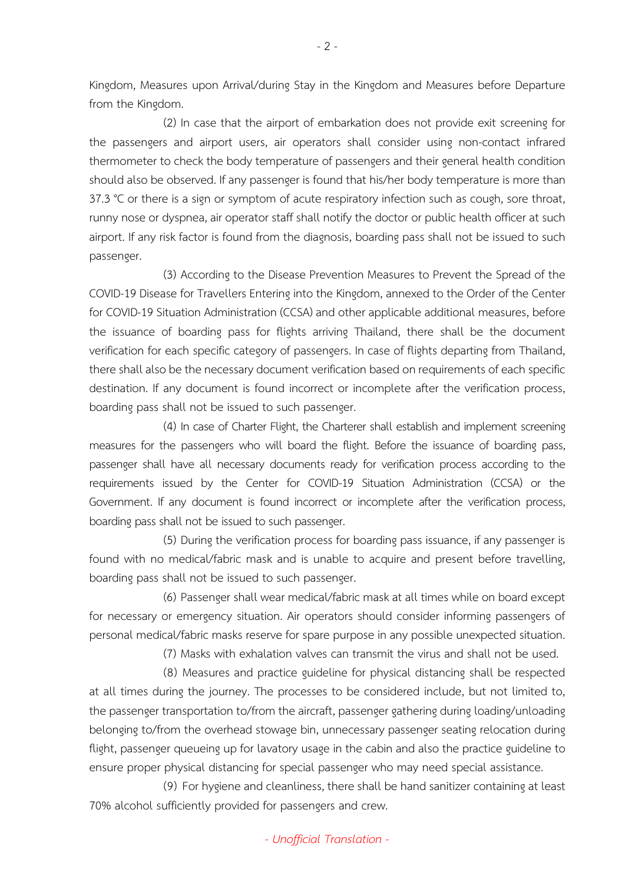Kingdom, Measures upon Arrival/during Stay in the Kingdom and Measures before Departure from the Kingdom.

(2) In case that the airport of embarkation does not provide exit screening for the passengers and airport users, air operators shall consider using non-contact infrared thermometer to check the body temperature of passengers and their general health condition should also be observed. If any passenger is found that his/her body temperature is more than 37.3 °C or there is a sign or symptom of acute respiratory infection such as cough, sore throat, runny nose or dyspnea, air operator staff shall notify the doctor or public health officer at such airport. If any risk factor is found from the diagnosis, boarding pass shall not be issued to such passenger.

(3) According to the Disease Prevention Measures to Prevent the Spread of the COVID-19 Disease for Travellers Entering into the Kingdom, annexed to the Order of the Center for COVID-19 Situation Administration (CCSA) and other applicable additional measures, before the issuance of boarding pass for flights arriving Thailand, there shall be the document verification for each specific category of passengers. In case of flights departing from Thailand, there shall also be the necessary document verification based on requirements of each specific destination. If any document is found incorrect or incomplete after the verification process, boarding pass shall not be issued to such passenger.

(4) In case of Charter Flight, the Charterer shall establish and implement screening measures for the passengers who will board the flight. Before the issuance of boarding pass, passenger shall have all necessary documents ready for verification process according to the requirements issued by the Center for COVID-19 Situation Administration (CCSA) or the Government. If any document is found incorrect or incomplete after the verification process, boarding pass shall not be issued to such passenger.

(5) During the verification process for boarding pass issuance, if any passenger is found with no medical/fabric mask and is unable to acquire and present before travelling, boarding pass shall not be issued to such passenger.

(6) Passenger shall wear medical/fabric mask at all times while on board except for necessary or emergency situation. Air operators should consider informing passengers of personal medical/fabric masks reserve for spare purpose in any possible unexpected situation.

(7) Masks with exhalation valves can transmit the virus and shall not be used.

(8) Measures and practice guideline for physical distancing shall be respected at all times during the journey. The processes to be considered include, but not limited to, the passenger transportation to/from the aircraft, passenger gathering during loading/unloading belonging to/from the overhead stowage bin, unnecessary passenger seating relocation during flight, passenger queueing up for lavatory usage in the cabin and also the practice guideline to ensure proper physical distancing for special passenger who may need special assistance.

(9) For hygiene and cleanliness, there shall be hand sanitizer containing at least 70% alcohol sufficiently provided for passengers and crew.

*- Unofficial Translation -*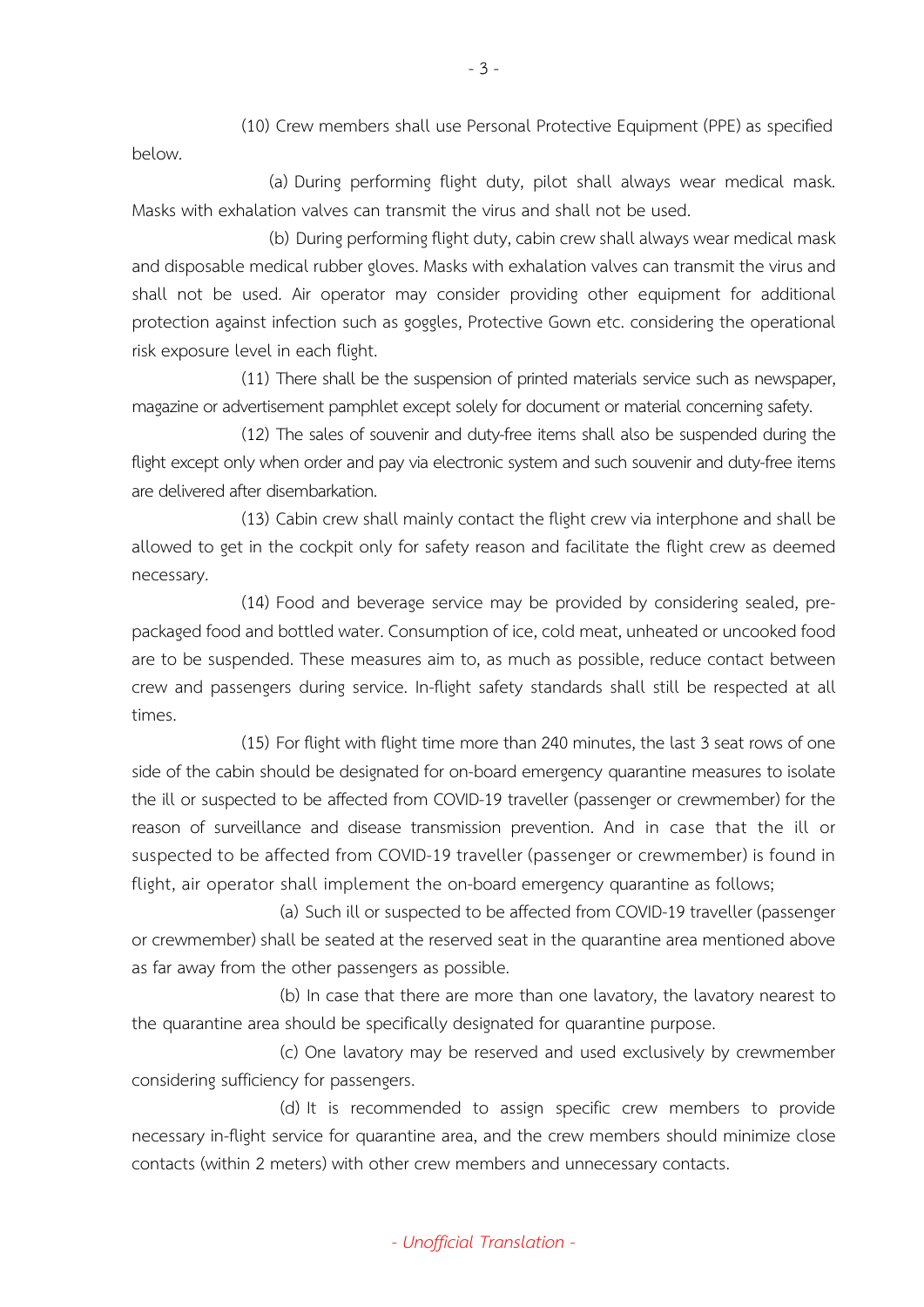(10) Crew members shall use Personal Protective Equipment (PPE) as specified below.

(a) During performing flight duty, pilot shall always wear medical mask. Masks with exhalation valves can transmit the virus and shall not be used.

(b) During performing flight duty, cabin crew shall always wear medical mask and disposable medical rubber gloves. Masks with exhalation valves can transmit the virus and shall not be used. Air operator may consider providing other equipment for additional protection against infection such as goggles, Protective Gown etc. considering the operational risk exposure level in each flight.

(11) There shall be the suspension of printed materials service such as newspaper, magazine or advertisement pamphlet except solely for document or material concerning safety.

(12) The sales of souvenir and duty-free items shall also be suspended during the flight except only when order and pay via electronic system and such souvenir and duty-free items are delivered after disembarkation.

(13) Cabin crew shall mainly contact the flight crew via interphone and shall be allowed to get in the cockpit only for safety reason and facilitate the flight crew as deemed necessary.

(14) Food and beverage service may be provided by considering sealed, pre-packaged food and bottled water. Consumption of ice, cold meat, unheated or uncooked food are to be suspended. These measures aim to, as much as possible, reduce contact between crew and passengers during service. In-flight safety standards shall still be respected at all times.

(15) For flight with flight time more than 240 minutes, the last 3 seat rows of one side of the cabin should be designated for on-board emergency quarantine measures to isolate the ill or suspected to be affected from COVID-19 traveller (passenger or crewmember) for the reason of surveillance and disease transmission prevention. And in case that the ill or suspected to be affected from COVID-19 traveller (passenger or crewmember) is found in flight, air operator shall implement the on-board emergency quarantine as follows;

(a) Such ill or suspected to be affected from COVID-19 traveller (passenger or crewmember) shall be seated at the reserved seat in the quarantine area mentioned above as far away from the other passengers as possible.

(b) In case that there are more than one lavatory, the lavatory nearest to the quarantine area should be specifically designated for quarantine purpose.

(c) One lavatory may be reserved and used exclusively by crewmember considering sufficiency for passengers.

(d) It is recommended to assign specific crew members to provide necessary in-flight service for quarantine area, and the crew members should minimize close contacts (within 2 meters) with other crew members and unnecessary contacts.

*- Unofficial Translation -*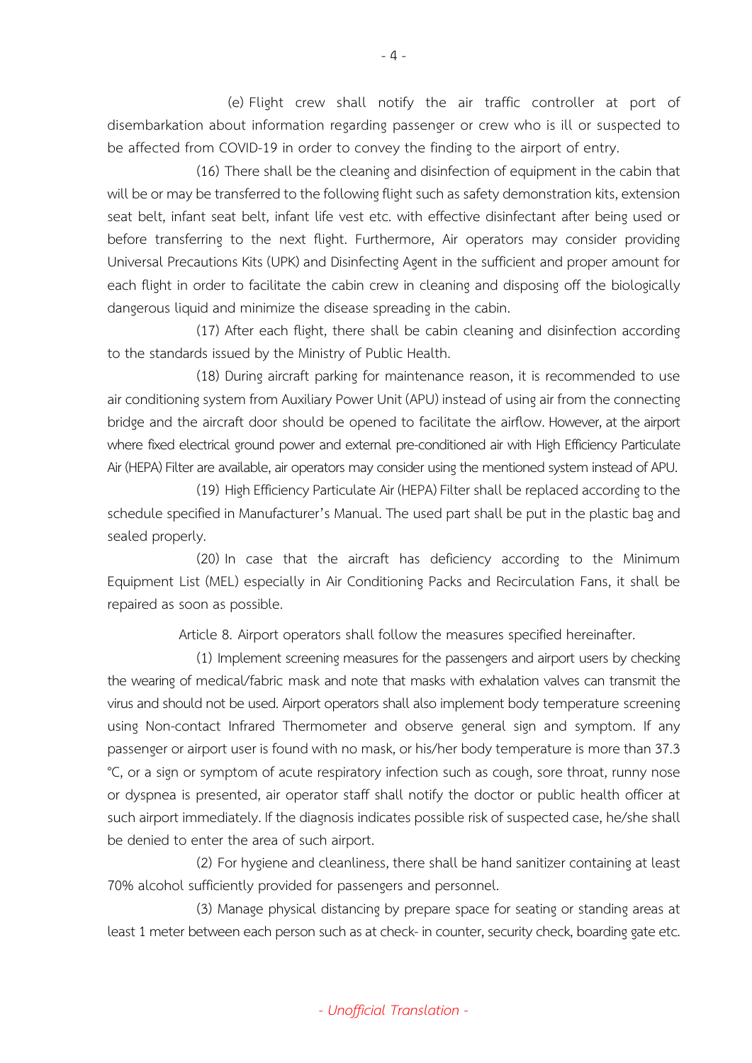(e) Flight crew shall notify the air traffic controller at port of disembarkation about information regarding passenger or crew who is ill or suspected to be affected from COVID-19 in order to convey the finding to the airport of entry.

(16) There shall be the cleaning and disinfection of equipment in the cabin that will be or may be transferred to the following flight such as safety demonstration kits, extension seat belt, infant seat belt, infant life vest etc. with effective disinfectant after being used or before transferring to the next flight. Furthermore, Air operators may consider providing Universal Precautions Kits (UPK) and Disinfecting Agent in the sufficient and proper amount for each flight in order to facilitate the cabin crew in cleaning and disposing off the biologically dangerous liquid and minimize the disease spreading in the cabin.

(17) After each flight, there shall be cabin cleaning and disinfection according to the standards issued by the Ministry of Public Health.

(18) During aircraft parking for maintenance reason, it is recommended to use air conditioning system from Auxiliary Power Unit (APU) instead of using air from the connecting bridge and the aircraft door should be opened to facilitate the airflow. However, at the airport where fixed electrical ground power and external pre-conditioned air with High Efficiency Particulate Air (HEPA) Filter are available, air operators may consider using the mentioned system instead of APU.

(19) High Efficiency Particulate Air (HEPA) Filter shall be replaced according to the schedule specified in Manufacturer's Manual. The used part shall be put in the plastic bag and sealed properly.

(20) In case that the aircraft has deficiency according to the Minimum Equipment List (MEL) especially in Air Conditioning Packs and Recirculation Fans, it shall be repaired as soon as possible.

Article 8. Airport operators shall follow the measures specified hereinafter.

(1) Implement screening measures for the passengers and airport users by checking the wearing of medical/fabric mask and note that masks with exhalation valves can transmit the virus and should not be used. Airport operators shall also implement body temperature screening using Non-contact Infrared Thermometer and observe general sign and symptom. If any passenger or airport user is found with no mask, or his/her body temperature is more than 37.3 °C, or a sign or symptom of acute respiratory infection such as cough, sore throat, runny nose or dyspnea is presented, air operator staff shall notify the doctor or public health officer at such airport immediately. If the diagnosis indicates possible risk of suspected case, he/she shall be denied to enter the area of such airport.

(2) For hygiene and cleanliness, there shall be hand sanitizer containing at least 70% alcohol sufficiently provided for passengers and personnel.

(3) Manage physical distancing by prepare space for seating or standing areas at least 1 meter between each person such as at check- in counter, security check, boarding gate etc.

*- Unofficial Translation -*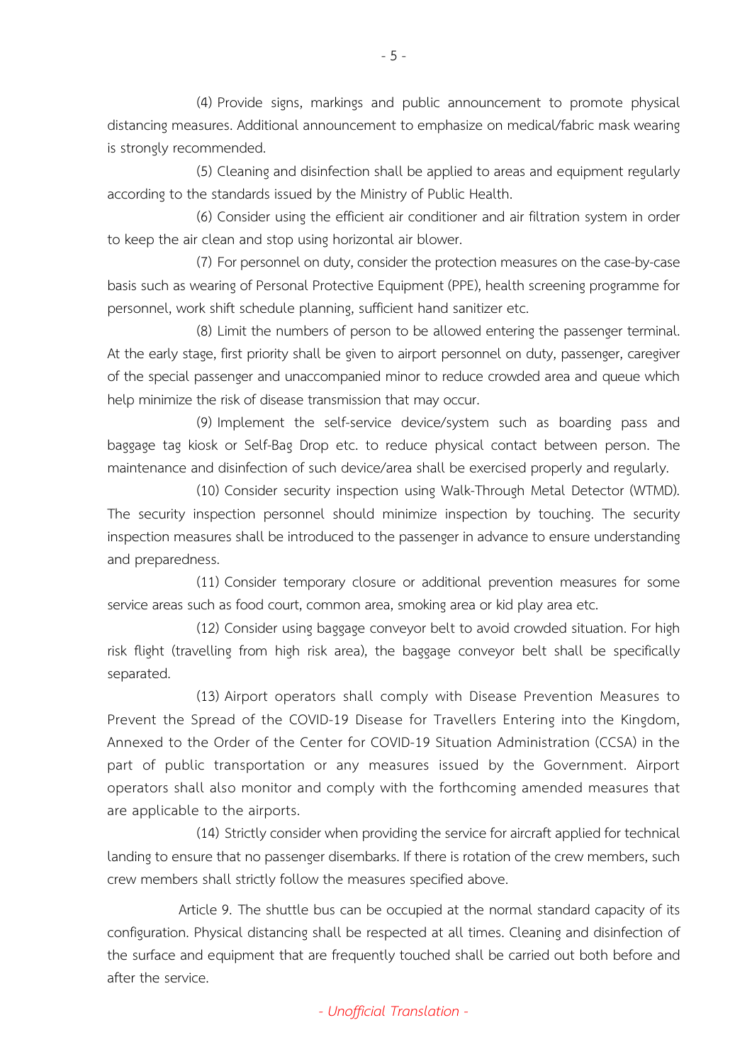(4) Provide signs, markings and public announcement to promote physical distancing measures. Additional announcement to emphasize on medical/fabric mask wearing is strongly recommended.

(5) Cleaning and disinfection shall be applied to areas and equipment regularly according to the standards issued by the Ministry of Public Health.

(6) Consider using the efficient air conditioner and air filtration system in order to keep the air clean and stop using horizontal air blower.

(7) For personnel on duty, consider the protection measures on the case-by-case basis such as wearing of Personal Protective Equipment (PPE), health screening programme for personnel, work shift schedule planning, sufficient hand sanitizer etc.

(8) Limit the numbers of person to be allowed entering the passenger terminal. At the early stage, first priority shall be given to airport personnel on duty, passenger, caregiver of the special passenger and unaccompanied minor to reduce crowded area and queue which help minimize the risk of disease transmission that may occur.

(9) Implement the self-service device/system such as boarding pass and baggage tag kiosk or Self-Bag Drop etc. to reduce physical contact between person. The maintenance and disinfection of such device/area shall be exercised properly and regularly.

(10) Consider security inspection using Walk-Through Metal Detector (WTMD). The security inspection personnel should minimize inspection by touching. The security inspection measures shall be introduced to the passenger in advance to ensure understanding and preparedness.

(11) Consider temporary closure or additional prevention measures for some service areas such as food court, common area, smoking area or kid play area etc.

(12) Consider using baggage conveyor belt to avoid crowded situation. For high risk flight (travelling from high risk area), the baggage conveyor belt shall be specifically separated.

(13) Airport operators shall comply with Disease Prevention Measures to Prevent the Spread of the COVID-19 Disease for Travellers Entering into the Kingdom, Annexed to the Order of the Center for COVID-19 Situation Administration (CCSA) in the part of public transportation or any measures issued by the Government. Airport operators shall also monitor and comply with the forthcoming amended measures that are applicable to the airports.

(14) Strictly consider when providing the service for aircraft applied for technical landing to ensure that no passenger disembarks. If there is rotation of the crew members, such crew members shall strictly follow the measures specified above.

Article 9. The shuttle bus can be occupied at the normal standard capacity of its configuration. Physical distancing shall be respected at all times. Cleaning and disinfection of the surface and equipment that are frequently touched shall be carried out both before and after the service.

*- Unofficial Translation -*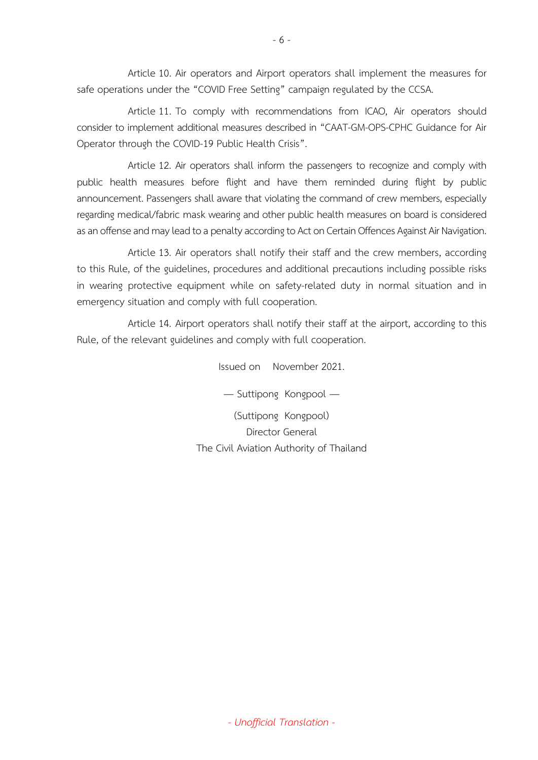Article 10. Air operators and Airport operators shall implement the measures for safe operations under the "COVID Free Setting" campaign regulated by the CCSA.

Article 11. To comply with recommendations from ICAO, Air operators should consider to implement additional measures described in "CAAT-GM-OPS-CPHC Guidance for Air Operator through the COVID-19 Public Health Crisis".

Article 12. Air operators shall inform the passengers to recognize and comply with public health measures before flight and have them reminded during flight by public announcement. Passengers shall aware that violating the command of crew members, especially regarding medical/fabric mask wearing and other public health measures on board is considered as an offense and may lead to a penalty according to Act on Certain Offences Against Air Navigation.

Article 13. Air operators shall notify their staff and the crew members, according to this Rule, of the guidelines, procedures and additional precautions including possible risks in wearing protective equipment while on safety-related duty in normal situation and in emergency situation and comply with full cooperation.

Article 14. Airport operators shall notify their staff at the airport, according to this Rule, of the relevant guidelines and comply with full cooperation.

Issued on November 2021.

— Suttipong Kongpool —

(Suttipong Kongpool)
Director General
The Civil Aviation Authority of Thailand

*- Unofficial Translation -*